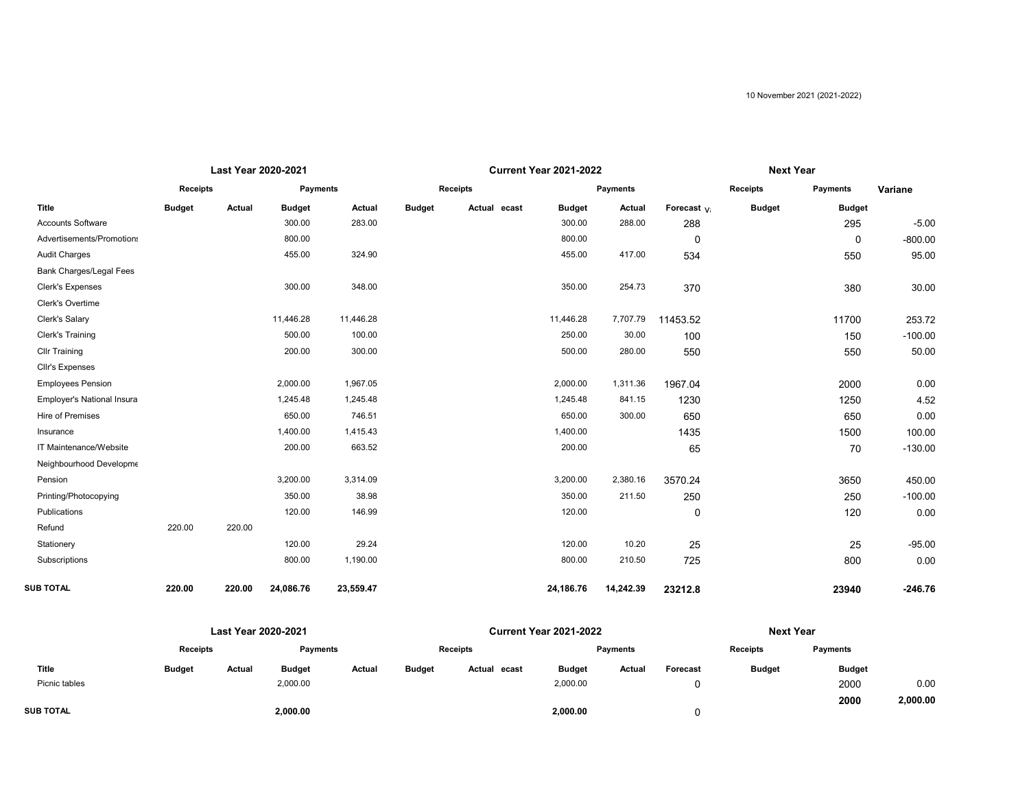10 November 2021 (2021-2022)

| | Last Year 2020-2021 | | | | Current Year 2021-2022 | | | | | | Next Year | | |
|---|---|---|---|---|---|---|---|---|---|---|---|---|---|
| | Receipts | | Payments | | Receipts | | | Payments | | | Receipts | Payments | Variane |
| Title | Budget | Actual | Budget | Actual | Budget | Actual | ecast | Budget | Actual | Forecast V | Budget | Budget | |
| Accounts Software | | | 300.00 | 283.00 | | | | 300.00 | 288.00 | 288 | | 295 | -5.00 |
| Advertisements/Promotions | | | 800.00 | | | | | 800.00 | | 0 | | 0 | -800.00 |
| Audit Charges | | | 455.00 | 324.90 | | | | 455.00 | 417.00 | 534 | | 550 | 95.00 |
| Bank Charges/Legal Fees | | | | | | | | | | | | | |
| Clerk's Expenses | | | 300.00 | 348.00 | | | | 350.00 | 254.73 | 370 | | 380 | 30.00 |
| Clerk's Overtime | | | | | | | | | | | | | |
| Clerk's Salary | | | 11,446.28 | 11,446.28 | | | | 11,446.28 | 7,707.79 | 11453.52 | | 11700 | 253.72 |
| Clerk's Training | | | 500.00 | 100.00 | | | | 250.00 | 30.00 | 100 | | 150 | -100.00 |
| Cllr Training | | | 200.00 | 300.00 | | | | 500.00 | 280.00 | 550 | | 550 | 50.00 |
| Cllr's Expenses | | | | | | | | | | | | | |
| Employees Pension | | | 2,000.00 | 1,967.05 | | | | 2,000.00 | 1,311.36 | 1967.04 | | 2000 | 0.00 |
| Employer's National Insura | | | 1,245.48 | 1,245.48 | | | | 1,245.48 | 841.15 | 1230 | | 1250 | 4.52 |
| Hire of Premises | | | 650.00 | 746.51 | | | | 650.00 | 300.00 | 650 | | 650 | 0.00 |
| Insurance | | | 1,400.00 | 1,415.43 | | | | 1,400.00 | | 1435 | | 1500 | 100.00 |
| IT Maintenance/Website | | | 200.00 | 663.52 | | | | 200.00 | | 65 | | 70 | -130.00 |
| Neighbourhood Developme | | | | | | | | | | | | | |
| Pension | | | 3,200.00 | 3,314.09 | | | | 3,200.00 | 2,380.16 | 3570.24 | | 3650 | 450.00 |
| Printing/Photocopying | | | 350.00 | 38.98 | | | | 350.00 | 211.50 | 250 | | 250 | -100.00 |
| Publications | | | 120.00 | 146.99 | | | | 120.00 | | 0 | | 120 | 0.00 |
| Refund | 220.00 | 220.00 | | | | | | | | | | | |
| Stationery | | | 120.00 | 29.24 | | | | 120.00 | 10.20 | 25 | | 25 | -95.00 |
| Subscriptions | | | 800.00 | 1,190.00 | | | | 800.00 | 210.50 | 725 | | 800 | 0.00 |
| **SUB TOTAL** | **220.00** | **220.00** | **24,086.76** | **23,559.47** | | | | **24,186.76** | **14,242.39** | **23212.8** | | **23940** | **-246.76** |

| | Last Year 2020-2021 | | | | Current Year 2021-2022 | | | | | | Next Year | | |
|---|---|---|---|---|---|---|---|---|---|---|---|---|---|
| | Receipts | | Payments | | Receipts | | | Payments | | | Receipts | Payments | |
| Title | Budget | Actual | Budget | Actual | Budget | Actual | ecast | Budget | Actual | Forecast | Budget | Budget | |
| Picnic tables | | | 2,000.00 | | | | | 2,000.00 | | 0 | | 2000 | 0.00 |
| | | | | | | | | | | | | **2000** | **2,000.00** |
| **SUB TOTAL** | | | **2,000.00** | | | | | **2,000.00** | | 0 | | | |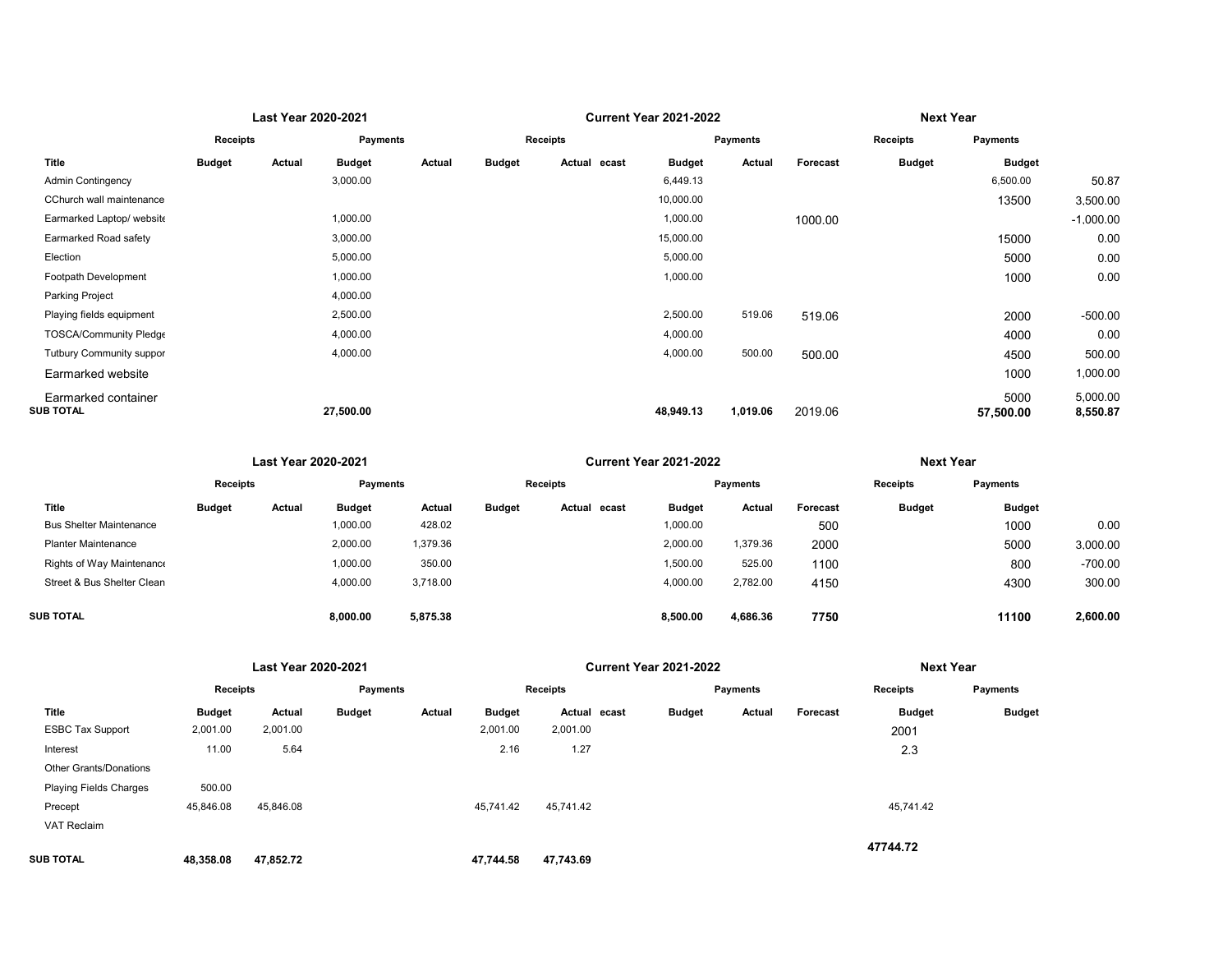| | Last Year 2020-2021 | | | | Current Year 2021-2022 | | | | | | Next Year | | |
|---|---|---|---|---|---|---|---|---|---|---|---|---|---|
| | Receipts | | Payments | | Receipts | | | Payments | | | Receipts | Payments | |
| Title | Budget | Actual | Budget | Actual | Budget | Actual | ecast | Budget | Actual | Forecast | Budget | Budget | |
| Admin Contingency | | | 3,000.00 | | | | | 6,449.13 | | | | 6,500.00 | 50.87 |
| CChurch wall maintenance | | | | | | | | 10,000.00 | | | | 13500 | 3,500.00 |
| Earmarked Laptop/ website | | | 1,000.00 | | | | | 1,000.00 | | 1000.00 | | | -1,000.00 |
| Earmarked Road safety | | | 3,000.00 | | | | | 15,000.00 | | | | 15000 | 0.00 |
| Election | | | 5,000.00 | | | | | 5,000.00 | | | | 5000 | 0.00 |
| Footpath Development | | | 1,000.00 | | | | | 1,000.00 | | | | 1000 | 0.00 |
| Parking Project | | | 4,000.00 | | | | | | | | | | |
| Playing fields equipment | | | 2,500.00 | | | | | 2,500.00 | 519.06 | 519.06 | | 2000 | -500.00 |
| TOSCA/Community Pledge | | | 4,000.00 | | | | | 4,000.00 | | | | 4000 | 0.00 |
| Tutbury Community suppor | | | 4,000.00 | | | | | 4,000.00 | 500.00 | 500.00 | | 4500 | 500.00 |
| Earmarked website | | | | | | | | | | | | 1000 | 1,000.00 |
| Earmarked container | | | | | | | | | | | | 5000 | 5,000.00 |
| **SUB TOTAL** | | | **27,500.00** | | | | | **48,949.13** | **1,019.06** | 2019.06 | | **57,500.00** | **8,550.87** |

| | Last Year 2020-2021 | | | | Current Year 2021-2022 | | | | | | Next Year | | |
|---|---|---|---|---|---|---|---|---|---|---|---|---|---|
| | Receipts | | Payments | | Receipts | | | Payments | | | Receipts | Payments | |
| Title | Budget | Actual | Budget | Actual | Budget | Actual | ecast | Budget | Actual | Forecast | Budget | Budget | |
| Bus Shelter Maintenance | | | 1,000.00 | 428.02 | | | | 1,000.00 | | 500 | | 1000 | 0.00 |
| Planter Maintenance | | | 2,000.00 | 1,379.36 | | | | 2,000.00 | 1,379.36 | 2000 | | 5000 | 3,000.00 |
| Rights of Way Maintenance | | | 1,000.00 | 350.00 | | | | 1,500.00 | 525.00 | 1100 | | 800 | -700.00 |
| Street & Bus Shelter Clean | | | 4,000.00 | 3,718.00 | | | | 4,000.00 | 2,782.00 | 4150 | | 4300 | 300.00 |
| **SUB TOTAL** | | | **8,000.00** | **5,875.38** | | | | **8,500.00** | **4,686.36** | **7750** | | **11100** | **2,600.00** |

| | Last Year 2020-2021 | | | | Current Year 2021-2022 | | | | | | Next Year | |
|---|---|---|---|---|---|---|---|---|---|---|---|---|
| | Receipts | | Payments | | Receipts | | | Payments | | | Receipts | Payments |
| Title | Budget | Actual | Budget | Actual | Budget | Actual | ecast | Budget | Actual | Forecast | Budget | Budget |
| ESBC Tax Support | 2,001.00 | 2,001.00 | | | 2,001.00 | 2,001.00 | | | | | 2001 | |
| Interest | 11.00 | 5.64 | | | 2.16 | 1.27 | | | | | 2.3 | |
| Other Grants/Donations | | | | | | | | | | | | |
| Playing Fields Charges | 500.00 | | | | | | | | | | | |
| Precept | 45,846.08 | 45,846.08 | | | 45,741.42 | 45,741.42 | | | | | 45,741.42 | |
| VAT Reclaim | | | | | | | | | | | | |
| **SUB TOTAL** | **48,358.08** | **47,852.72** | | | **47,744.58** | **47,743.69** | | | | | **47744.72** | |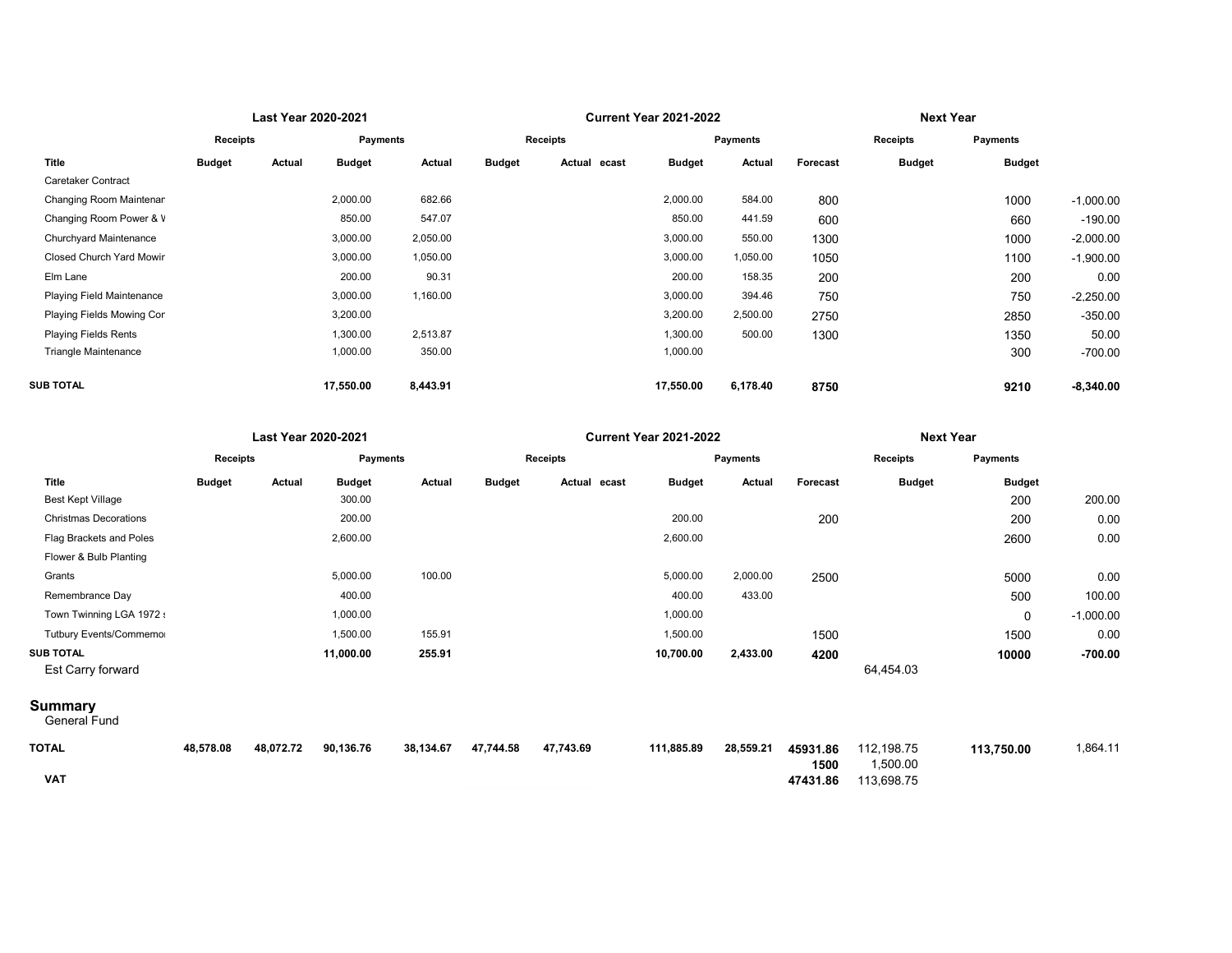| | Last Year 2020-2021 | | | | Current Year 2021-2022 | | | | | | Next Year | | |
|---|---|---|---|---|---|---|---|---|---|---|---|---|---|
| | Receipts | | Payments | | Receipts | | | Payments | | | Receipts | Payments | |
| Title | Budget | Actual | Budget | Actual | Budget | Actual | ecast | Budget | Actual | Forecast | Budget | Budget | |
| Caretaker Contract | | | | | | | | | | | | | |
| Changing Room Maintenar | | | 2,000.00 | 682.66 | | | | 2,000.00 | 584.00 | 800 | | 1000 | -1,000.00 |
| Changing Room Power & V | | | 850.00 | 547.07 | | | | 850.00 | 441.59 | 600 | | 660 | -190.00 |
| Churchyard Maintenance | | | 3,000.00 | 2,050.00 | | | | 3,000.00 | 550.00 | 1300 | | 1000 | -2,000.00 |
| Closed Church Yard Mowir | | | 3,000.00 | 1,050.00 | | | | 3,000.00 | 1,050.00 | 1050 | | 1100 | -1,900.00 |
| Elm Lane | | | 200.00 | 90.31 | | | | 200.00 | 158.35 | 200 | | 200 | 0.00 |
| Playing Field Maintenance | | | 3,000.00 | 1,160.00 | | | | 3,000.00 | 394.46 | 750 | | 750 | -2,250.00 |
| Playing Fields Mowing Cor | | | 3,200.00 | | | | | 3,200.00 | 2,500.00 | 2750 | | 2850 | -350.00 |
| Playing Fields Rents | | | 1,300.00 | 2,513.87 | | | | 1,300.00 | 500.00 | 1300 | | 1350 | 50.00 |
| Triangle Maintenance | | | 1,000.00 | 350.00 | | | | 1,000.00 | | | | 300 | -700.00 |
| **SUB TOTAL** | | | **17,550.00** | **8,443.91** | | | | **17,550.00** | **6,178.40** | **8750** | | **9210** | **-8,340.00** |

| | Last Year 2020-2021 | | | | Current Year 2021-2022 | | | | | | Next Year | | |
|---|---|---|---|---|---|---|---|---|---|---|---|---|---|
| | Receipts | | Payments | | Receipts | | | Payments | | | Receipts | Payments | |
| Title | Budget | Actual | Budget | Actual | Budget | Actual | ecast | Budget | Actual | Forecast | Budget | Budget | |
| Best Kept Village | | | 300.00 | | | | | | | | | 200 | 200.00 |
| Christmas Decorations | | | 200.00 | | | | | 200.00 | | 200 | | 200 | 0.00 |
| Flag Brackets and Poles | | | 2,600.00 | | | | | 2,600.00 | | | | 2600 | 0.00 |
| Flower & Bulb Planting | | | | | | | | | | | | | |
| Grants | | | 5,000.00 | 100.00 | | | | 5,000.00 | 2,000.00 | 2500 | | 5000 | 0.00 |
| Remembrance Day | | | 400.00 | | | | | 400.00 | 433.00 | | | 500 | 100.00 |
| Town Twinning LGA 1972 s | | | 1,000.00 | | | | | 1,000.00 | | | | 0 | -1,000.00 |
| Tutbury Events/Commemor | | | 1,500.00 | 155.91 | | | | 1,500.00 | | 1500 | | 1500 | 0.00 |
| **SUB TOTAL** | | | **11,000.00** | **255.91** | | | | **10,700.00** | **2,433.00** | **4200** | | **10000** | **-700.00** |
| Est Carry forward | | | | | | | | | | | 64,454.03 | | |

## Summary

General Fund

| | | | | | | | | | | | | | |
|---|---|---|---|---|---|---|---|---|---|---|---|---|---|
| **TOTAL** | **48,578.08** | **48,072.72** | **90,136.76** | **38,134.67** | **47,744.58** | **47,743.69** | | **111,885.89** | **28,559.21** | **45931.86** | 112,198.75 | **113,750.00** | 1,864.11 |
| | | | | | | | | | | **1500** | 1,500.00 | | |
| **VAT** | | | | | | | | | | **47431.86** | 113,698.75 | | |